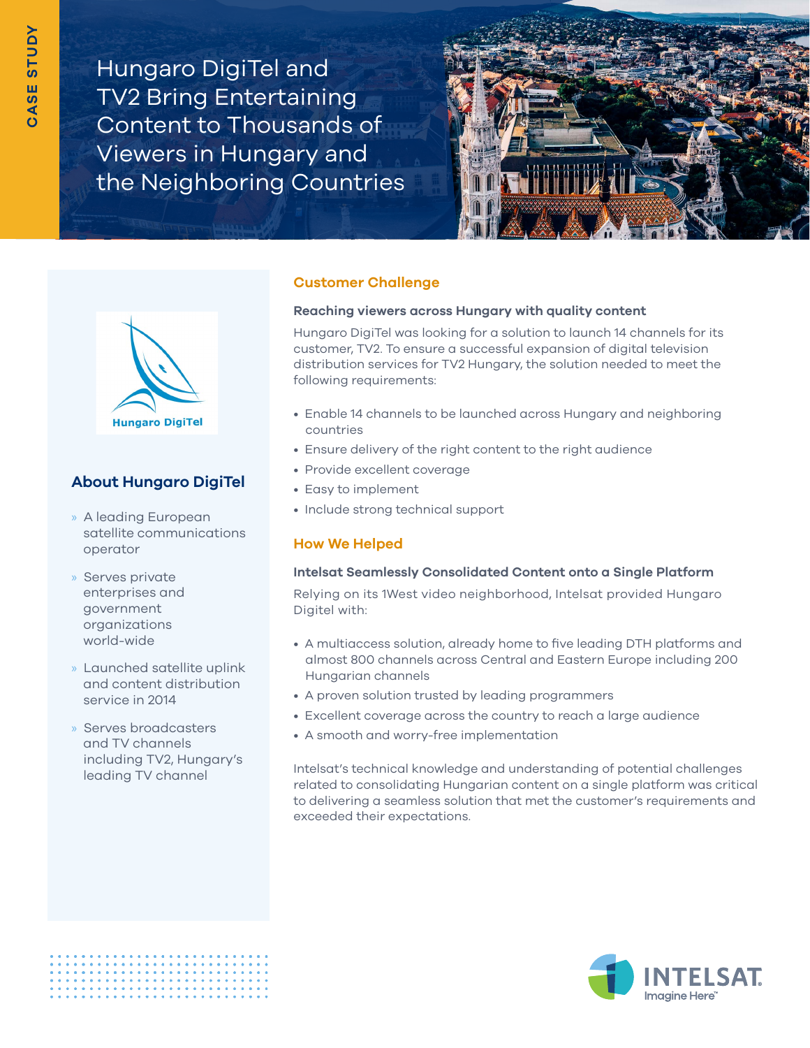CASE STUDY

# Hungaro DigiTel and TV2 Bring Entertaining Content to Thousands of Viewers in Hungary and the Neighboring Countries

Hungaro DigiTel

## About Hungaro DigiTel

- A leading European satellite communications operator
- Serves private enterprises and government organizations world-wide
- Launched satellite uplink and content distribution service in 2014
- Serves broadcasters and TV channels including TV2, Hungary's leading TV channel

## Customer Challenge

**Reaching viewers across Hungary with quality content**

Hungaro DigiTel was looking for a solution to launch 14 channels for its customer, TV2. To ensure a successful expansion of digital television distribution services for TV2 Hungary, the solution needed to meet the following requirements:

- Enable 14 channels to be launched across Hungary and neighboring countries
- Ensure delivery of the right content to the right audience
- Provide excellent coverage
- Easy to implement
- Include strong technical support

## How We Helped

**Intelsat Seamlessly Consolidated Content onto a Single Platform**

Relying on its 1West video neighborhood, Intelsat provided Hungaro Digitel with:

- A multiaccess solution, already home to five leading DTH platforms and almost 800 channels across Central and Eastern Europe including 200 Hungarian channels
- A proven solution trusted by leading programmers
- Excellent coverage across the country to reach a large audience
- A smooth and worry-free implementation

Intelsat's technical knowledge and understanding of potential challenges related to consolidating Hungarian content on a single platform was critical to delivering a seamless solution that met the customer's requirements and exceeded their expectations.

INTELSAT
Imagine Here™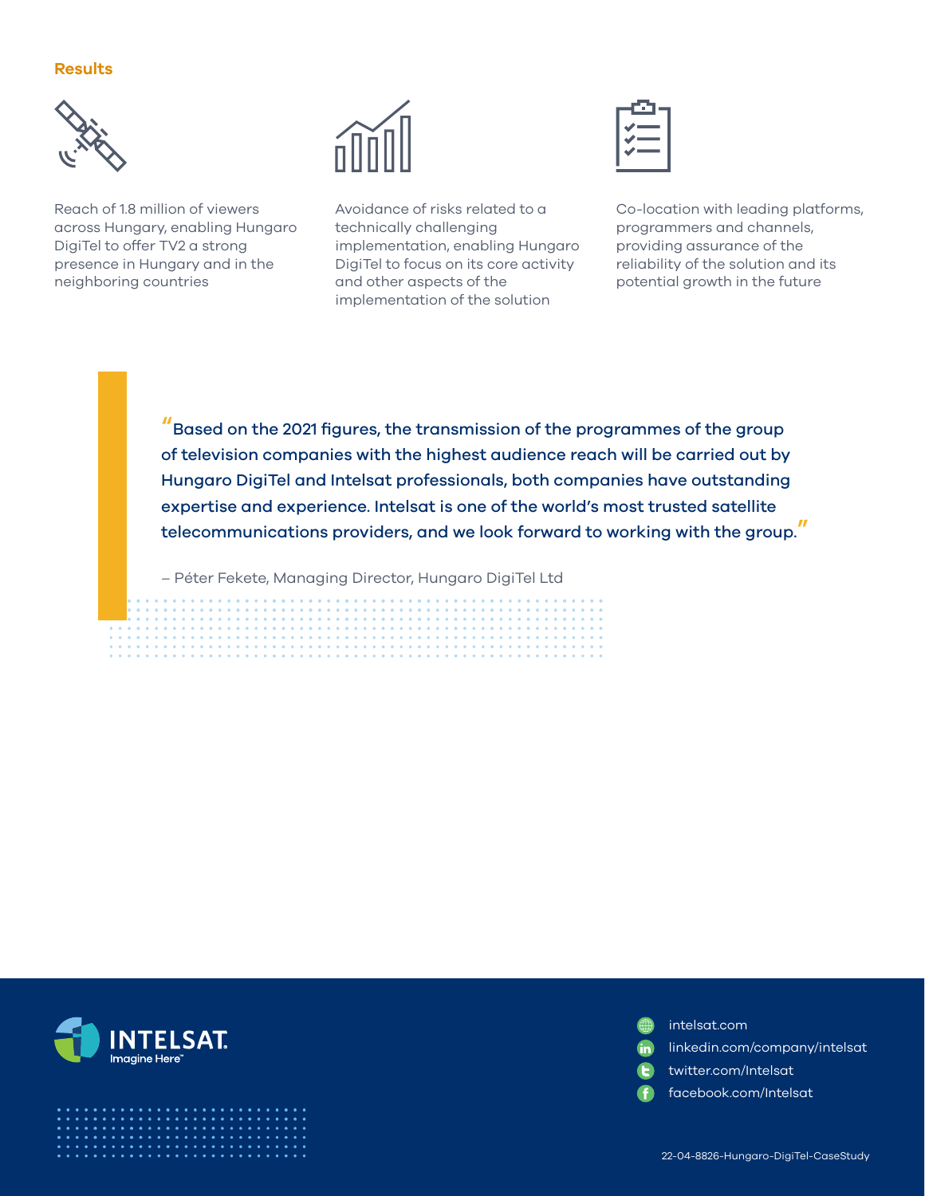## Results

Reach of 1.8 million of viewers across Hungary, enabling Hungaro DigiTel to offer TV2 a strong presence in Hungary and in the neighboring countries

Avoidance of risks related to a technically challenging implementation, enabling Hungaro DigiTel to focus on its core activity and other aspects of the implementation of the solution

Co-location with leading platforms, programmers and channels, providing assurance of the reliability of the solution and its potential growth in the future

> "Based on the 2021 figures, the transmission of the programmes of the group of television companies with the highest audience reach will be carried out by Hungaro DigiTel and Intelsat professionals, both companies have outstanding expertise and experience. Intelsat is one of the world's most trusted satellite telecommunications providers, and we look forward to working with the group."
>
> – Péter Fekete, Managing Director, Hungaro DigiTel Ltd

INTELSAT
Imagine Here™

intelsat.com
linkedin.com/company/intelsat
twitter.com/Intelsat
facebook.com/Intelsat

22-04-8826-Hungaro-DigiTel-CaseStudy